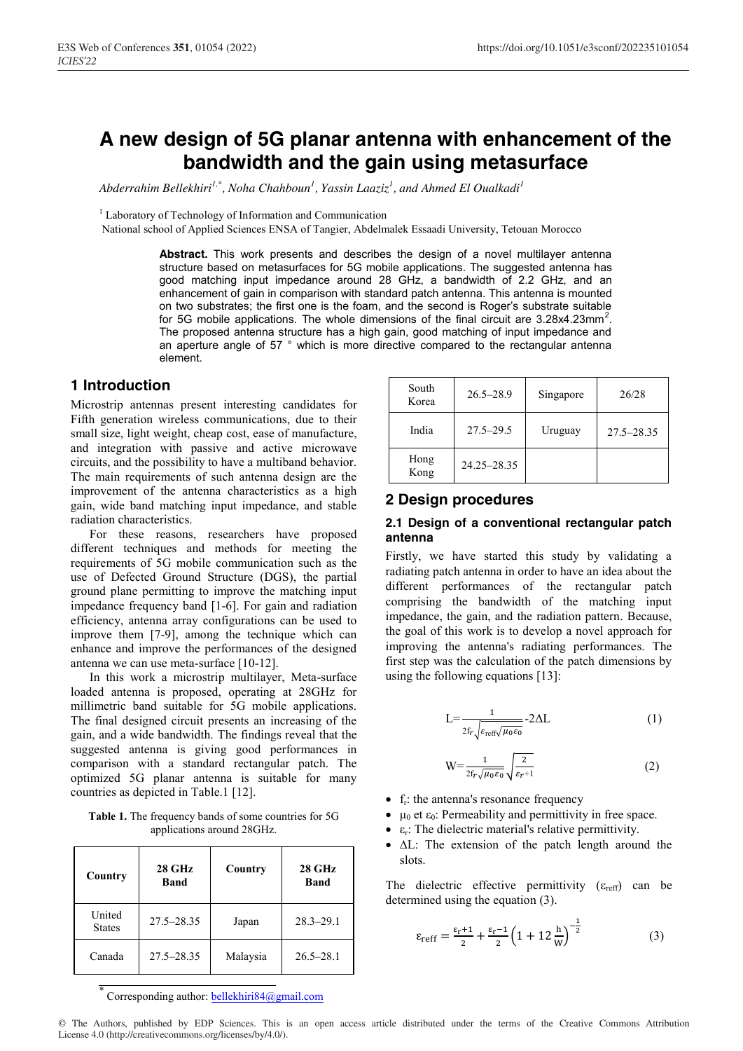# A new design of 5G planar antenna with enhancement of the bandwidth and the gain using metasurface

*Abderrahim Bellekhiri*[1,*], *Noha Chahboun*[1], *Yassin Laaziz*[1], *and Ahmed El Oualkadi*[1]

[1] Laboratory of Technology of Information and Communication
National school of Applied Sciences ENSA of Tangier, Abdelmalek Essaadi University, Tetouan Morocco

**Abstract.** This work presents and describes the design of a novel multilayer antenna structure based on metasurfaces for 5G mobile applications. The suggested antenna has good matching input impedance around 28 GHz, a bandwidth of 2.2 GHz, and an enhancement of gain in comparison with standard patch antenna. This antenna is mounted on two substrates; the first one is the foam, and the second is Roger's substrate suitable for 5G mobile applications. The whole dimensions of the final circuit are 3.28x4.23mm$^2$. The proposed antenna structure has a high gain, good matching of input impedance and an aperture angle of 57 ° which is more directive compared to the rectangular antenna element.

## 1 Introduction

Microstrip antennas present interesting candidates for Fifth generation wireless communications, due to their small size, light weight, cheap cost, ease of manufacture, and integration with passive and active microwave circuits, and the possibility to have a multiband behavior. The main requirements of such antenna design are the improvement of the antenna characteristics as a high gain, wide band matching input impedance, and stable radiation characteristics.

For these reasons, researchers have proposed different techniques and methods for meeting the requirements of 5G mobile communication such as the use of Defected Ground Structure (DGS), the partial ground plane permitting to improve the matching input impedance frequency band [1-6]. For gain and radiation efficiency, antenna array configurations can be used to improve them [7-9], among the technique which can enhance and improve the performances of the designed antenna we can use meta-surface [10-12].

In this work a microstrip multilayer, Meta-surface loaded antenna is proposed, operating at 28GHz for millimetric band suitable for 5G mobile applications. The final designed circuit presents an increasing of the gain, and a wide bandwidth. The findings reveal that the suggested antenna is giving good performances in comparison with a standard rectangular patch. The optimized 5G planar antenna is suitable for many countries as depicted in Table.1 [12].

**Table 1.** The frequency bands of some countries for 5G applications around 28GHz.

| Country | 28 GHz Band | Country | 28 GHz Band |
|---|---|---|---|
| United States | 27.5–28.35 | Japan | 28.3–29.1 |
| Canada | 27.5–28.35 | Malaysia | 26.5–28.1 |
| South Korea | 26.5–28.9 | Singapore | 26/28 |
| India | 27.5–29.5 | Uruguay | 27.5–28.35 |
| Hong Kong | 24.25–28.35 | | |

## 2 Design procedures

### 2.1 Design of a conventional rectangular patch antenna

Firstly, we have started this study by validating a radiating patch antenna in order to have an idea about the different performances of the rectangular patch comprising the bandwidth of the matching input impedance, the gain, and the radiation pattern. Because, the goal of this work is to develop a novel approach for improving the antenna's radiating performances. The first step was the calculation of the patch dimensions by using the following equations [13]:

$$L=\frac{1}{2f_r\sqrt{\varepsilon_{reff}}\sqrt{\mu_0\varepsilon_0}}-2\Delta L \tag{1}$$

$$W=\frac{1}{2f_r\sqrt{\mu_0\varepsilon_0}}\sqrt{\frac{2}{\varepsilon_r+1}} \tag{2}$$

- $f_r$: the antenna's resonance frequency
- $\mu_0$ et $\varepsilon_0$: Permeability and permittivity in free space.
- $\varepsilon_r$: The dielectric material's relative permittivity.
- $\Delta L$: The extension of the patch length around the slots.

The dielectric effective permittivity ($\varepsilon_{reff}$) can be determined using the equation (3).

$$\varepsilon_{reff}=\frac{\varepsilon_r+1}{2}+\frac{\varepsilon_r-1}{2}\left(1+12\frac{h}{W}\right)^{-\frac{1}{2}} \tag{3}$$

[*] Corresponding author: bellekhiri84@gmail.com

© The Authors, published by EDP Sciences. This is an open access article distributed under the terms of the Creative Commons Attribution License 4.0 (http://creativecommons.org/licenses/by/4.0/).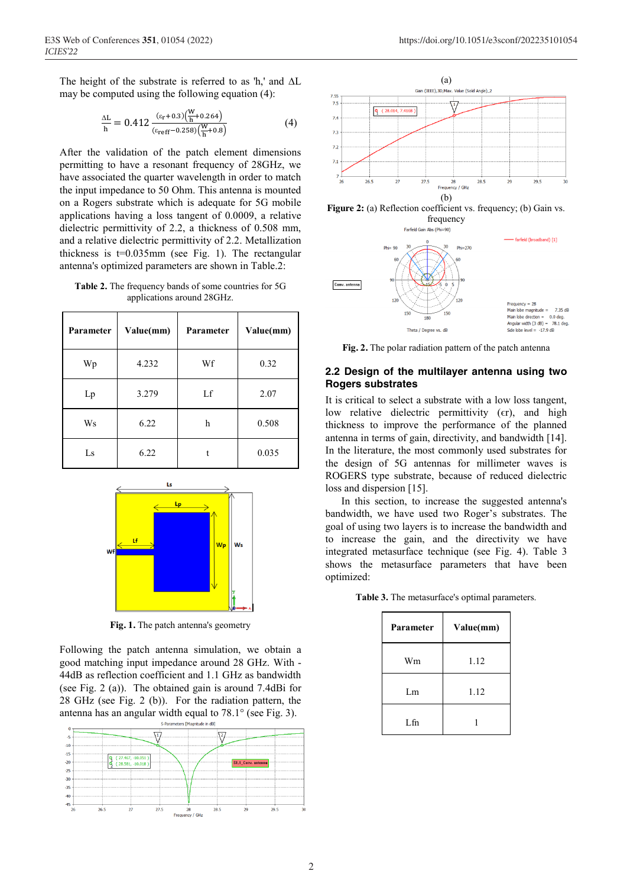The height of the substrate is referred to as 'h,' and ΔL may be computed using the following equation (4):

$$\frac{\Delta L}{h} = 0.412\,\frac{(\varepsilon_r+0.3)\left(\frac{W}{h}+0.264\right)}{(\varepsilon_{reff}-0.258)\left(\frac{W}{h}+0.8\right)} \quad (4)$$

After the validation of the patch element dimensions permitting to have a resonant frequency of 28GHz, we have associated the quarter wavelength in order to match the input impedance to 50 Ohm. This antenna is mounted on a Rogers substrate which is adequate for 5G mobile applications having a loss tangent of 0.0009, a relative dielectric permittivity of 2.2, a thickness of 0.508 mm, and a relative dielectric permittivity of 2.2. Metallization thickness is t=0.035mm (see Fig. 1). The rectangular antenna's optimized parameters are shown in Table.2:

**Table 2.** The frequency bands of some countries for 5G applications around 28GHz.

| Parameter | Value(mm) | Parameter | Value(mm) |
|---|---|---|---|
| Wp | 4.232 | Wf | 0.32 |
| Lp | 3.279 | Lf | 2.07 |
| Ws | 6.22 | h | 0.508 |
| Ls | 6.22 | t | 0.035 |

**Fig. 1.** The patch antenna's geometry

Following the patch antenna simulation, we obtain a good matching input impedance around 28 GHz. With -44dB as reflection coefficient and 1.1 GHz as bandwidth (see Fig. 2 (a)). The obtained gain is around 7.4dBi for 28 GHz (see Fig. 2 (b)). For the radiation pattern, the antenna has an angular width equal to 78.1° (see Fig. 3).

(a)

(b)

**Figure 2:** (a) Reflection coefficient vs. frequency; (b) Gain vs. frequency

**Fig. 2.** The polar radiation pattern of the patch antenna

## 2.2 Design of the multilayer antenna using two Rogers substrates

It is critical to select a substrate with a low loss tangent, low relative dielectric permittivity (εr), and high thickness to improve the performance of the planned antenna in terms of gain, directivity, and bandwidth [14]. In the literature, the most commonly used substrates for the design of 5G antennas for millimeter waves is ROGERS type substrate, because of reduced dielectric loss and dispersion [15].

In this section, to increase the suggested antenna's bandwidth, we have used two Roger's substrates. The goal of using two layers is to increase the bandwidth and to increase the gain, and the directivity we have integrated metasurface technique (see Fig. 4). Table 3 shows the metasurface parameters that have been optimized:

**Table 3.** The metasurface's optimal parameters.

| Parameter | Value(mm) |
|---|---|
| Wm | 1.12 |
| Lm | 1.12 |
| Lfn | 1 |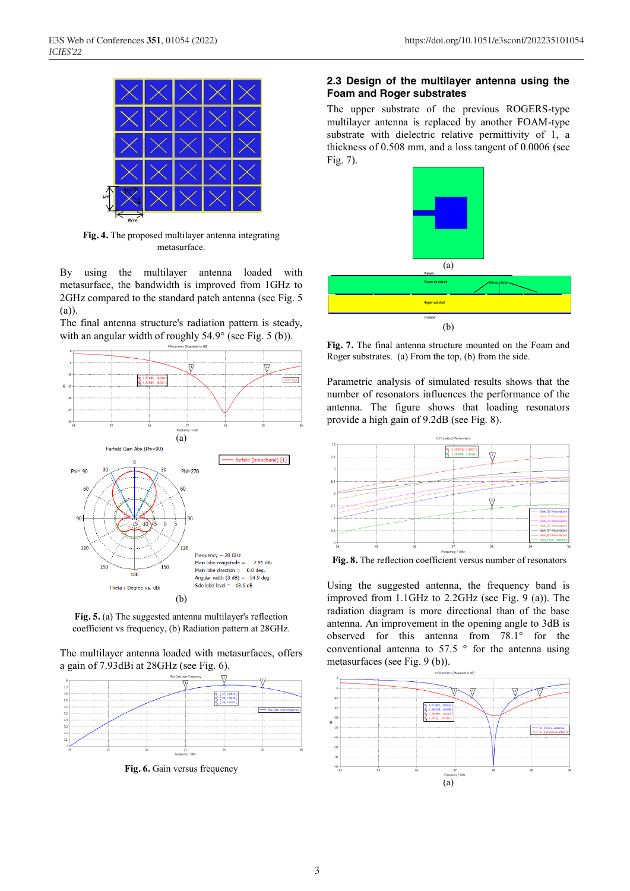**Fig. 4.** The proposed multilayer antenna integrating metasurface.

By using the multilayer antenna loaded with metasurface, the bandwidth is improved from 1GHz to 2GHz compared to the standard patch antenna (see Fig. 5 (a)).

The final antenna structure's radiation pattern is steady, with an angular width of roughly 54.9° (see Fig. 5 (b)).

(a)

(b)

**Fig. 5.** (a) The suggested antenna multilayer's reflection coefficient vs frequency, (b) Radiation pattern at 28GHz.

The multilayer antenna loaded with metasurfaces, offers a gain of 7.93dBi at 28GHz (see Fig. 6).

**Fig. 6.** Gain versus frequency

## 2.3 Design of the multilayer antenna using the Foam and Roger substrates

The upper substrate of the previous ROGERS-type multilayer antenna is replaced by another FOAM-type substrate with dielectric relative permittivity of 1, a thickness of 0.508 mm, and a loss tangent of 0.0006 (see Fig. 7).

(a)

(b)

**Fig. 7.** The final antenna structure mounted on the Foam and Roger substrates. (a) From the top, (b) from the side.

Parametric analysis of simulated results shows that the number of resonators influences the performance of the antenna. The figure shows that loading resonators provide a high gain of 9.2dB (see Fig. 8).

**Fig. 8.** The reflection coefficient versus number of resonators

Using the suggested antenna, the frequency band is improved from 1.1GHz to 2.2GHz (see Fig. 9 (a)). The radiation diagram is more directional than of the base antenna. An improvement in the opening angle to 3dB is observed for this antenna from 78.1° for the conventional antenna to 57.5 ° for the antenna using metasurfaces (see Fig. 9 (b)).

(a)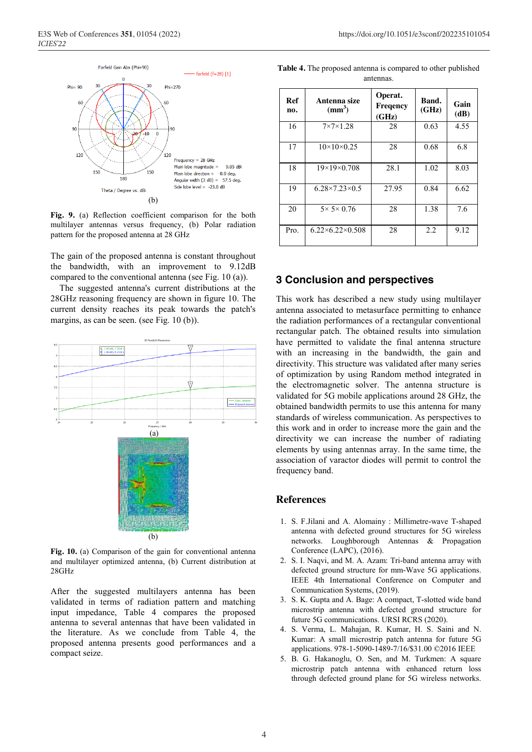(b)

**Fig. 9.** (a) Reflection coefficient comparison for the both multilayer antennas versus frequency, (b) Polar radiation pattern for the proposed antenna at 28 GHz

The gain of the proposed antenna is constant throughout the bandwidth, with an improvement to 9.12dB compared to the conventional antenna (see Fig. 10 (a)).

The suggested antenna's current distributions at the 28GHz reasoning frequency are shown in figure 10. The current density reaches its peak towards the patch's margins, as can be seen. (see Fig. 10 (b)).

(a)

(b)

**Fig. 10.** (a) Comparison of the gain for conventional antenna and multilayer optimized antenna, (b) Current distribution at 28GHz

After the suggested multilayers antenna has been validated in terms of radiation pattern and matching input impedance, Table 4 compares the proposed antenna to several antennas that have been validated in the literature. As we conclude from Table 4, the proposed antenna presents good performances and a compact seize.

**Table 4.** The proposed antenna is compared to other published antennas.

| Ref no. | Antenna size (mm$^3$) | Operat. Freqency (GHz) | Band. (GHz) | Gain (dB) |
|---|---|---|---|---|
| 16 | 7×7×1.28 | 28 | 0.63 | 4.55 |
| 17 | 10×10×0.25 | 28 | 0.68 | 6.8 |
| 18 | 19×19×0.708 | 28.1 | 1.02 | 8.03 |
| 19 | 6.28×7.23×0.5 | 27.95 | 0.84 | 6.62 |
| 20 | 5× 5× 0.76 | 28 | 1.38 | 7.6 |
| Pro. | 6.22×6.22×0.508 | 28 | 2.2 | 9.12 |

## 3 Conclusion and perspectives

This work has described a new study using multilayer antenna associated to metasurface permitting to enhance the radiation performances of a rectangular conventional rectangular patch. The obtained results into simulation have permitted to validate the final antenna structure with an increasing in the bandwidth, the gain and directivity. This structure was validated after many series of optimization by using Random method integrated in the electromagnetic solver. The antenna structure is validated for 5G mobile applications around 28 GHz, the obtained bandwidth permits to use this antenna for many standards of wireless communication. As perspectives to this work and in order to increase more the gain and the directivity we can increase the number of radiating elements by using antennas array. In the same time, the association of varactor diodes will permit to control the frequency band.

## References

1. S. F.Jilani and A. Alomainy : Millimetre-wave T-shaped antenna with defected ground structures for 5G wireless networks. Loughborough Antennas & Propagation Conference (LAPC), (2016).
2. S. I. Naqvi, and M. A. Azam: Tri-band antenna array with defected ground structure for mm-Wave 5G applications. IEEE 4th International Conference on Computer and Communication Systems, (2019).
3. S. K. Gupta and A. Bage: A compact, T-slotted wide band microstrip antenna with defected ground structure for future 5G communications. URSI RCRS (2020).
4. S. Verma, L. Mahajan, R. Kumar, H. S. Saini and N. Kumar: A small microstrip patch antenna for future 5G applications. 978-1-5090-1489-7/16/$31.00 ©2016 IEEE
5. B. G. Hakanoglu, O. Sen, and M. Turkmen: A square microstrip patch antenna with enhanced return loss through defected ground plane for 5G wireless networks.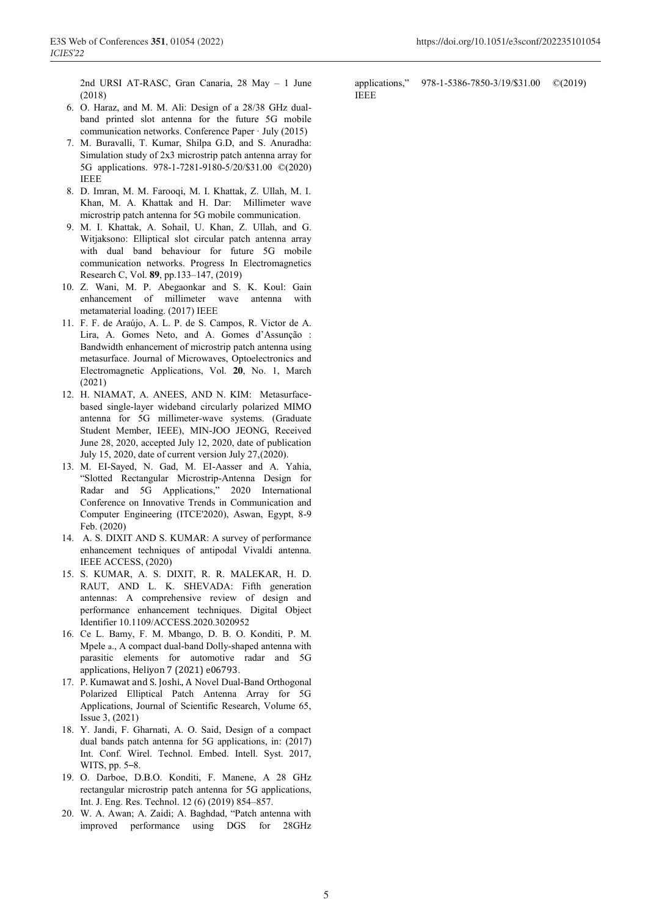2nd URSI AT-RASC, Gran Canaria, 28 May – 1 June (2018)

6. O. Haraz, and M. M. Ali: Design of a 28/38 GHz dual-band printed slot antenna for the future 5G mobile communication networks. Conference Paper · July (2015)
7. M. Buravalli, T. Kumar, Shilpa G.D, and S. Anuradha: Simulation study of 2x3 microstrip patch antenna array for 5G applications. 978-1-7281-9180-5/20/$31.00 ©(2020) IEEE
8. D. Imran, M. M. Farooqi, M. I. Khattak, Z. Ullah, M. I. Khan, M. A. Khattak and H. Dar: Millimeter wave microstrip patch antenna for 5G mobile communication.
9. M. I. Khattak, A. Sohail, U. Khan, Z. Ullah, and G. Witjaksono: Elliptical slot circular patch antenna array with dual band behaviour for future 5G mobile communication networks. Progress In Electromagnetics Research C, Vol. **89**, pp.133–147, (2019)
10. Z. Wani, M. P. Abegaonkar and S. K. Koul: Gain enhancement of millimeter wave antenna with metamaterial loading. (2017) IEEE
11. F. F. de Araújo, A. L. P. de S. Campos, R. Victor de A. Lira, A. Gomes Neto, and A. Gomes d'Assunção : Bandwidth enhancement of microstrip patch antenna using metasurface. Journal of Microwaves, Optoelectronics and Electromagnetic Applications, Vol. **20**, No. 1, March (2021)
12. H. NIAMAT, A. ANEES, AND N. KIM: Metasurface-based single-layer wideband circularly polarized MIMO antenna for 5G millimeter-wave systems. (Graduate Student Member, IEEE), MIN-JOO JEONG, Received June 28, 2020, accepted July 12, 2020, date of publication July 15, 2020, date of current version July 27,(2020).
13. M. EI-Sayed, N. Gad, M. EI-Aasser and A. Yahia, "Slotted Rectangular Microstrip-Antenna Design for Radar and 5G Applications," 2020 International Conference on Innovative Trends in Communication and Computer Engineering (ITCE'2020), Aswan, Egypt, 8-9 Feb. (2020)
14. A. S. DIXIT AND S. KUMAR: A survey of performance enhancement techniques of antipodal Vivaldi antenna. IEEE ACCESS, (2020)
15. S. KUMAR, A. S. DIXIT, R. R. MALEKAR, H. D. RAUT, AND L. K. SHEVADA: Fifth generation antennas: A comprehensive review of design and performance enhancement techniques. Digital Object Identifier 10.1109/ACCESS.2020.3020952
16. Ce L. Bamy, F. M. Mbango, D. B. O. Konditi, P. M. Mpele a., A compact dual-band Dolly-shaped antenna with parasitic elements for automotive radar and 5G applications, Heliyon 7 (2021) e06793.
17. P. Kumawat and S. Joshi., A Novel Dual-Band Orthogonal Polarized Elliptical Patch Antenna Array for 5G Applications, Journal of Scientific Research, Volume 65, Issue 3, (2021)
18. Y. Jandi, F. Gharnati, A. O. Said, Design of a compact dual bands patch antenna for 5G applications, in: (2017) Int. Conf. Wirel. Technol. Embed. Intell. Syst. 2017, WITS, pp. 5–8.
19. O. Darboe, D.B.O. Konditi, F. Manene, A 28 GHz rectangular microstrip patch antenna for 5G applications, Int. J. Eng. Res. Technol. 12 (6) (2019) 854–857.
20. W. A. Awan; A. Zaidi; A. Baghdad, "Patch antenna with improved performance using DGS for 28GHz applications," 978-1-5386-7850-3/19/$31.00 ©(2019) IEEE